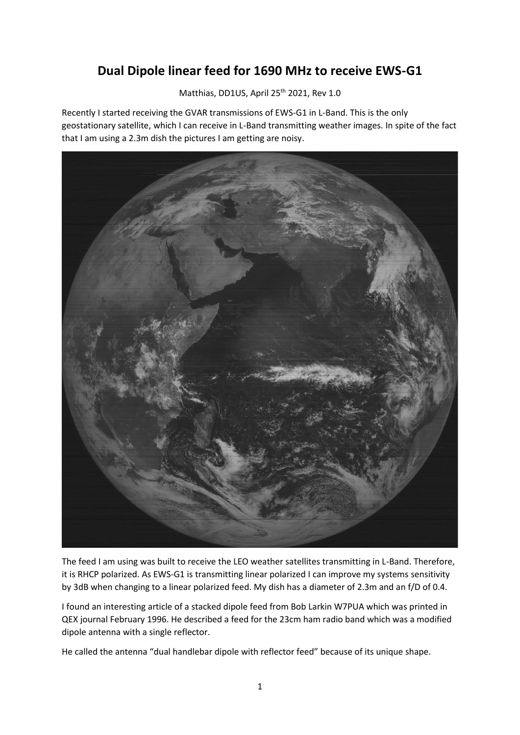# Dual Dipole linear feed for 1690 MHz to receive EWS-G1

Matthias, DD1US, April 25th 2021, Rev 1.0

Recently I started receiving the GVAR transmissions of EWS-G1 in L-Band. This is the only geostationary satellite, which I can receive in L-Band transmitting weather images. In spite of the fact that I am using a 2.3m dish the pictures I am getting are noisy.

The feed I am using was built to receive the LEO weather satellites transmitting in L-Band. Therefore, it is RHCP polarized. As EWS-G1 is transmitting linear polarized I can improve my systems sensitivity by 3dB when changing to a linear polarized feed. My dish has a diameter of 2.3m and an f/D of 0.4.

I found an interesting article of a stacked dipole feed from Bob Larkin W7PUA which was printed in QEX journal February 1996. He described a feed for the 23cm ham radio band which was a modified dipole antenna with a single reflector.

He called the antenna "dual handlebar dipole with reflector feed" because of its unique shape.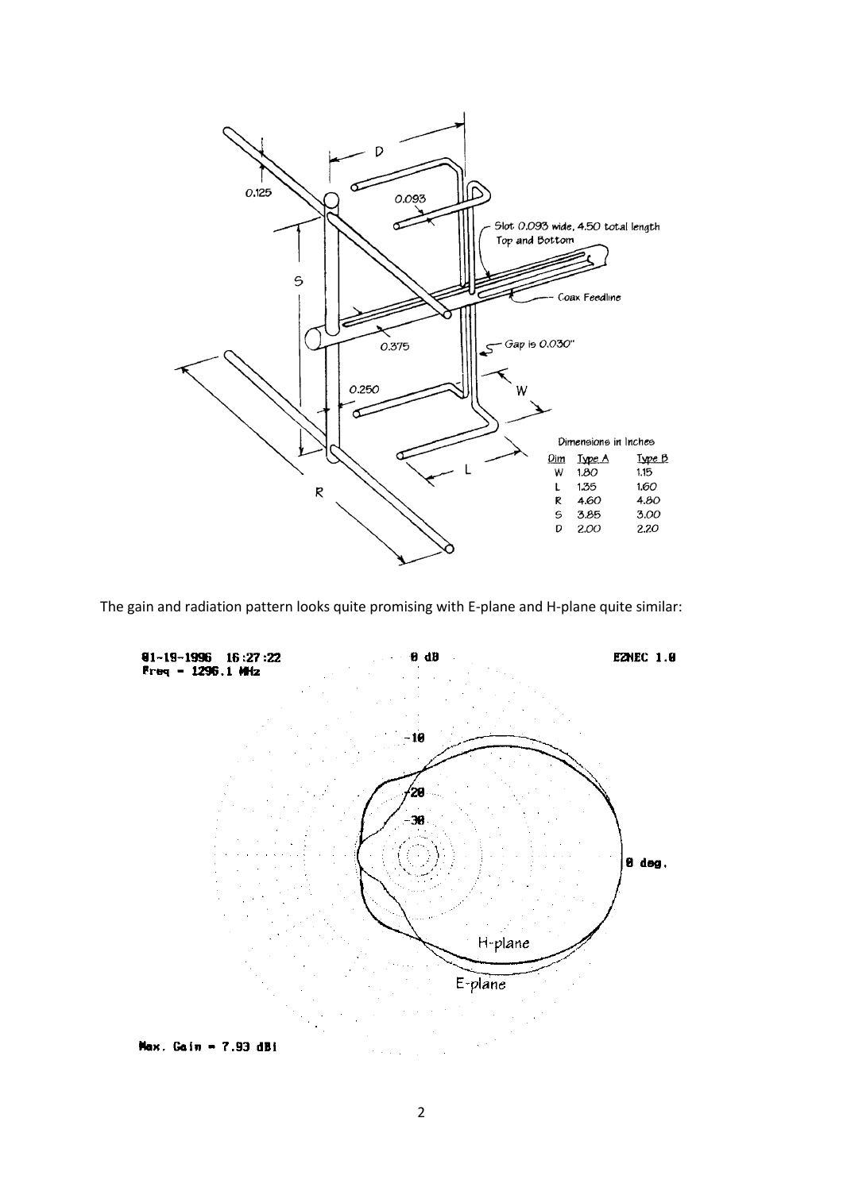The gain and radiation pattern looks quite promising with E-plane and H-plane quite similar: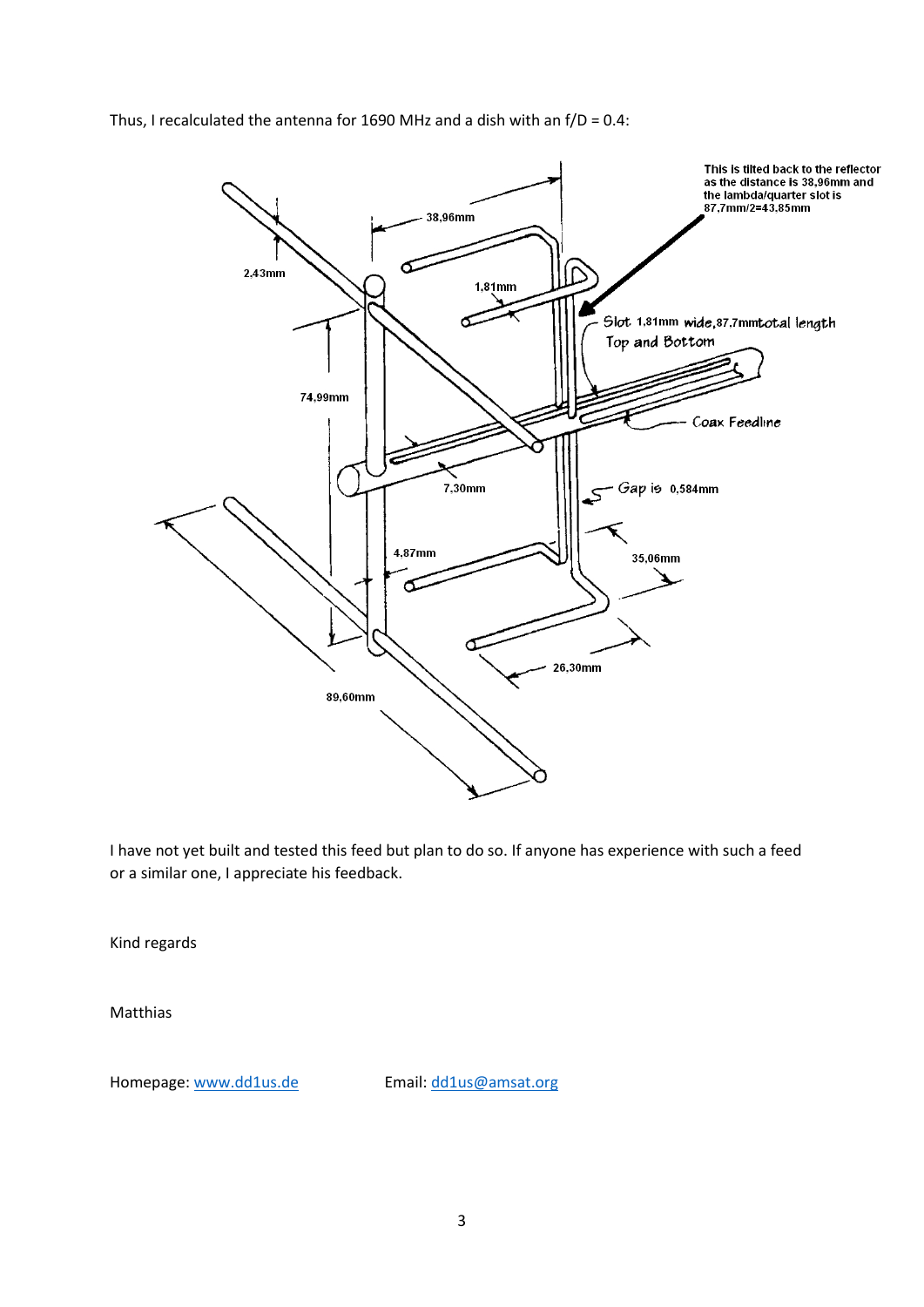Thus, I recalculated the antenna for 1690 MHz and a dish with an f/D = 0.4:

This is tilted back to the reflector as the distance is 38,96mm and the lambda/quarter slot is 87,7mm/2=43,85mm

38,96mm

2,43mm

1,81mm

Slot 1,81mm wide,87,7mmtotal length Top and Bottom

74,99mm

Coax Feedline

7,30mm

Gap is 0,584mm

4,87mm

35,06mm

26,30mm

89,60mm

I have not yet built and tested this feed but plan to do so. If anyone has experience with such a feed or a similar one, I appreciate his feedback.

Kind regards

Matthias

Homepage: www.dd1us.de Email: dd1us@amsat.org